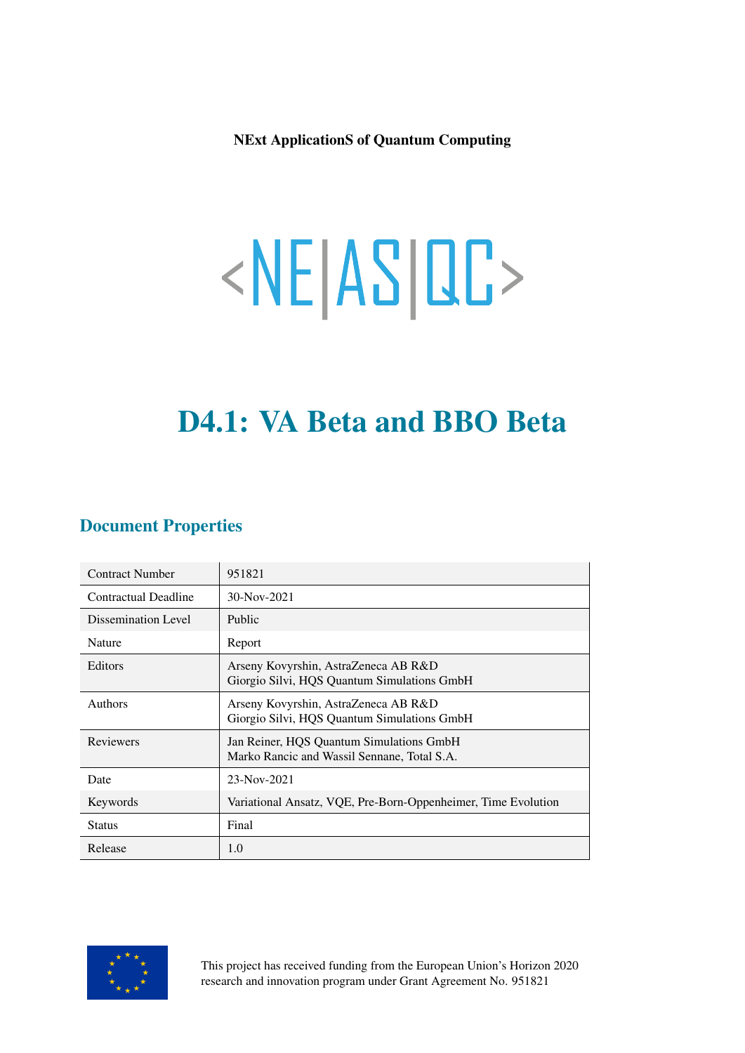**NExt ApplicationS of Quantum Computing**

<NE|AS|QC>

# D4.1: VA Beta and BBO Beta

## Document Properties

| | |
|---|---|
| Contract Number | 951821 |
| Contractual Deadline | 30-Nov-2021 |
| Dissemination Level | Public |
| Nature | Report |
| Editors | Arseny Kovyrshin, AstraZeneca AB R&D<br>Giorgio Silvi, HQS Quantum Simulations GmbH |
| Authors | Arseny Kovyrshin, AstraZeneca AB R&D<br>Giorgio Silvi, HQS Quantum Simulations GmbH |
| Reviewers | Jan Reiner, HQS Quantum Simulations GmbH<br>Marko Rancic and Wassil Sennane, Total S.A. |
| Date | 23-Nov-2021 |
| Keywords | Variational Ansatz, VQE, Pre-Born-Oppenheimer, Time Evolution |
| Status | Final |
| Release | 1.0 |

This project has received funding from the European Union's Horizon 2020 research and innovation program under Grant Agreement No. 951821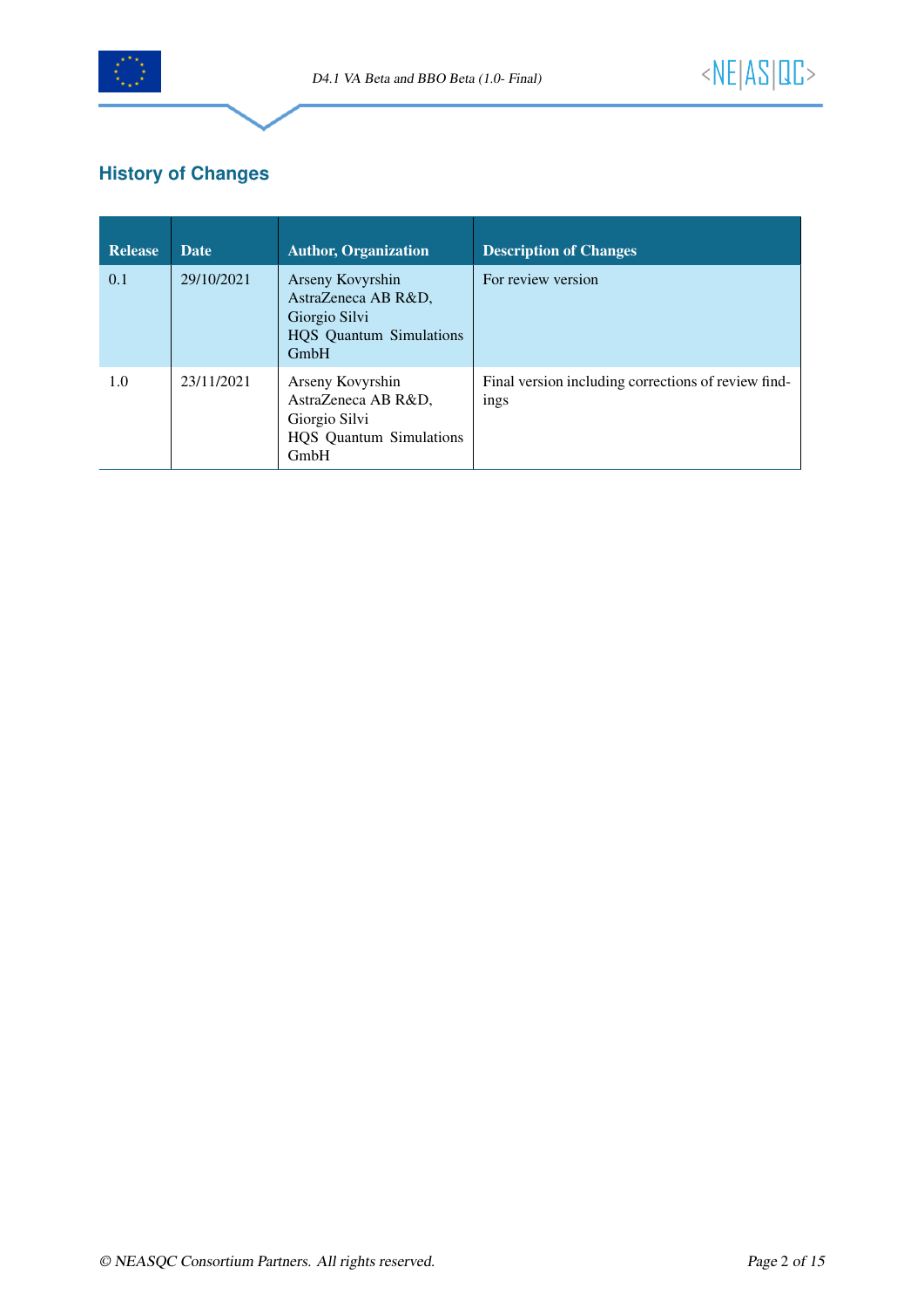## History of Changes

| Release | Date | Author, Organization | Description of Changes |
| --- | --- | --- | --- |
| 0.1 | 29/10/2021 | Arseny Kovyrshin AstraZeneca AB R&D, Giorgio Silvi HQS Quantum Simulations GmbH | For review version |
| 1.0 | 23/11/2021 | Arseny Kovyrshin AstraZeneca AB R&D, Giorgio Silvi HQS Quantum Simulations GmbH | Final version including corrections of review findings |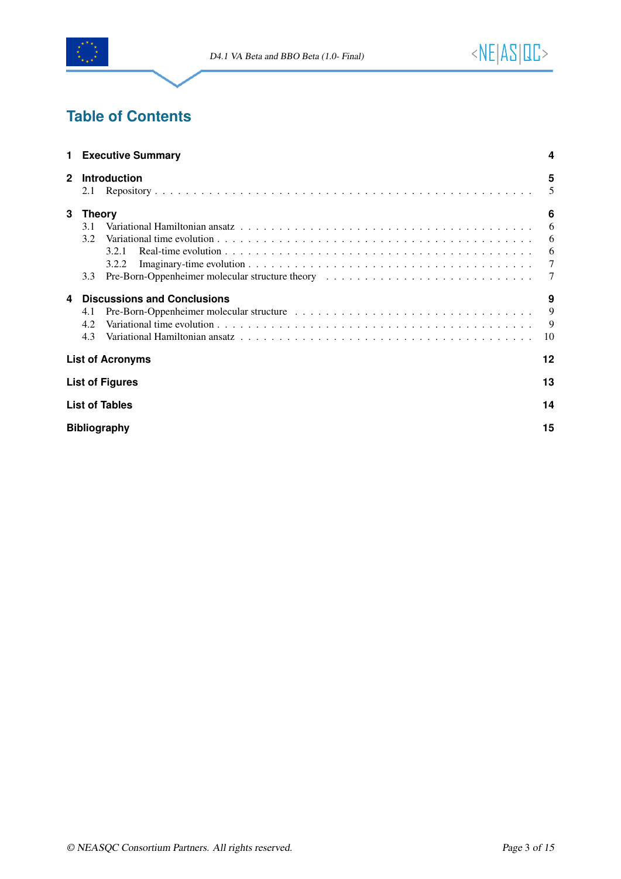# Table of Contents

**1 Executive Summary** 4

**2 Introduction** 5
- 2.1 Repository . . . . . 5

**3 Theory** 6
- 3.1 Variational Hamiltonian ansatz . . . . . 6
- 3.2 Variational time evolution . . . . . 6
  - 3.2.1 Real-time evolution . . . . . 6
  - 3.2.2 Imaginary-time evolution . . . . . 7
- 3.3 Pre-Born-Oppenheimer molecular structure theory . . . . . 7

**4 Discussions and Conclusions** 9
- 4.1 Pre-Born-Oppenheimer molecular structure . . . . . 9
- 4.2 Variational time evolution . . . . . 9
- 4.3 Variational Hamiltonian ansatz . . . . . 10

**List of Acronyms** 12

**List of Figures** 13

**List of Tables** 14

**Bibliography** 15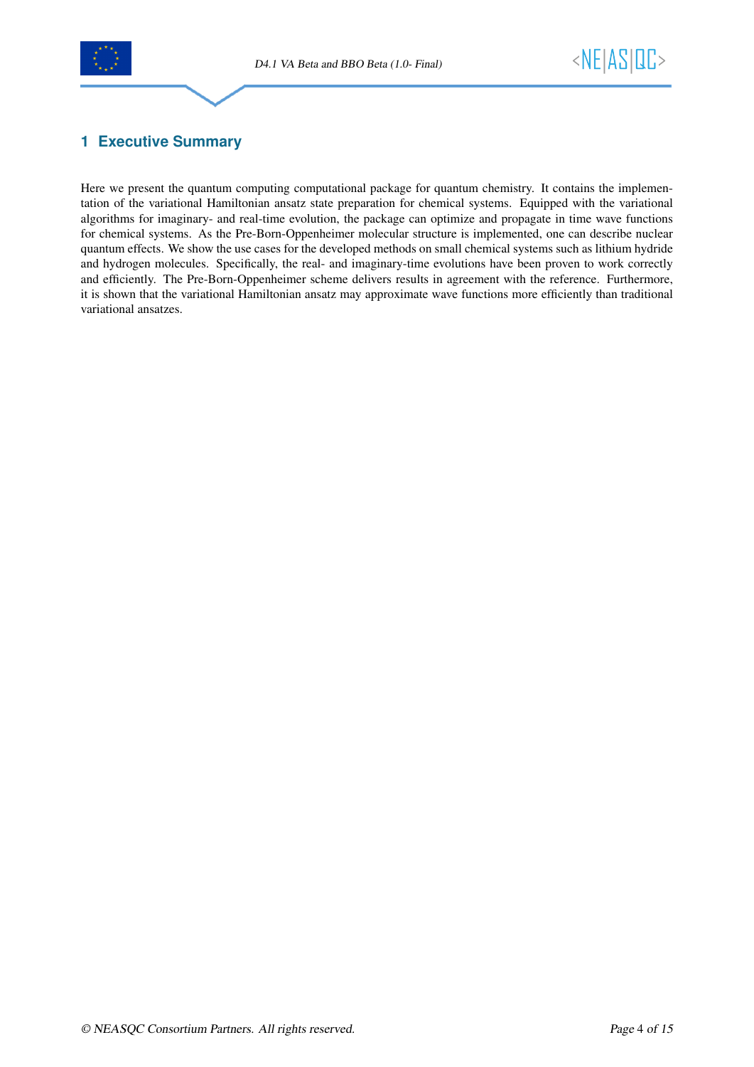# 1 Executive Summary

Here we present the quantum computing computational package for quantum chemistry. It contains the implementation of the variational Hamiltonian ansatz state preparation for chemical systems. Equipped with the variational algorithms for imaginary- and real-time evolution, the package can optimize and propagate in time wave functions for chemical systems. As the Pre-Born-Oppenheimer molecular structure is implemented, one can describe nuclear quantum effects. We show the use cases for the developed methods on small chemical systems such as lithium hydride and hydrogen molecules. Specifically, the real- and imaginary-time evolutions have been proven to work correctly and efficiently. The Pre-Born-Oppenheimer scheme delivers results in agreement with the reference. Furthermore, it is shown that the variational Hamiltonian ansatz may approximate wave functions more efficiently than traditional variational ansatzes.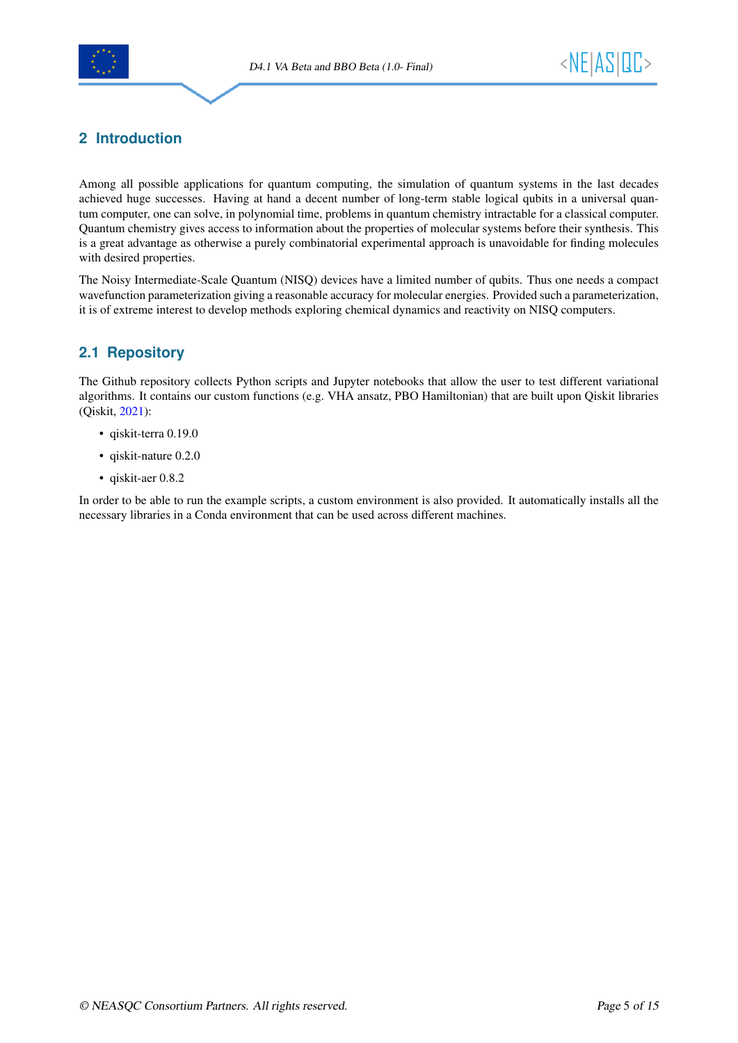## 2 Introduction

Among all possible applications for quantum computing, the simulation of quantum systems in the last decades achieved huge successes. Having at hand a decent number of long-term stable logical qubits in a universal quantum computer, one can solve, in polynomial time, problems in quantum chemistry intractable for a classical computer. Quantum chemistry gives access to information about the properties of molecular systems before their synthesis. This is a great advantage as otherwise a purely combinatorial experimental approach is unavoidable for finding molecules with desired properties.

The Noisy Intermediate-Scale Quantum (NISQ) devices have a limited number of qubits. Thus one needs a compact wavefunction parameterization giving a reasonable accuracy for molecular energies. Provided such a parameterization, it is of extreme interest to develop methods exploring chemical dynamics and reactivity on NISQ computers.

### 2.1 Repository

The Github repository collects Python scripts and Jupyter notebooks that allow the user to test different variational algorithms. It contains our custom functions (e.g. VHA ansatz, PBO Hamiltonian) that are built upon Qiskit libraries (Qiskit, 2021):

- qiskit-terra 0.19.0
- qiskit-nature 0.2.0
- qiskit-aer 0.8.2

In order to be able to run the example scripts, a custom environment is also provided. It automatically installs all the necessary libraries in a Conda environment that can be used across different machines.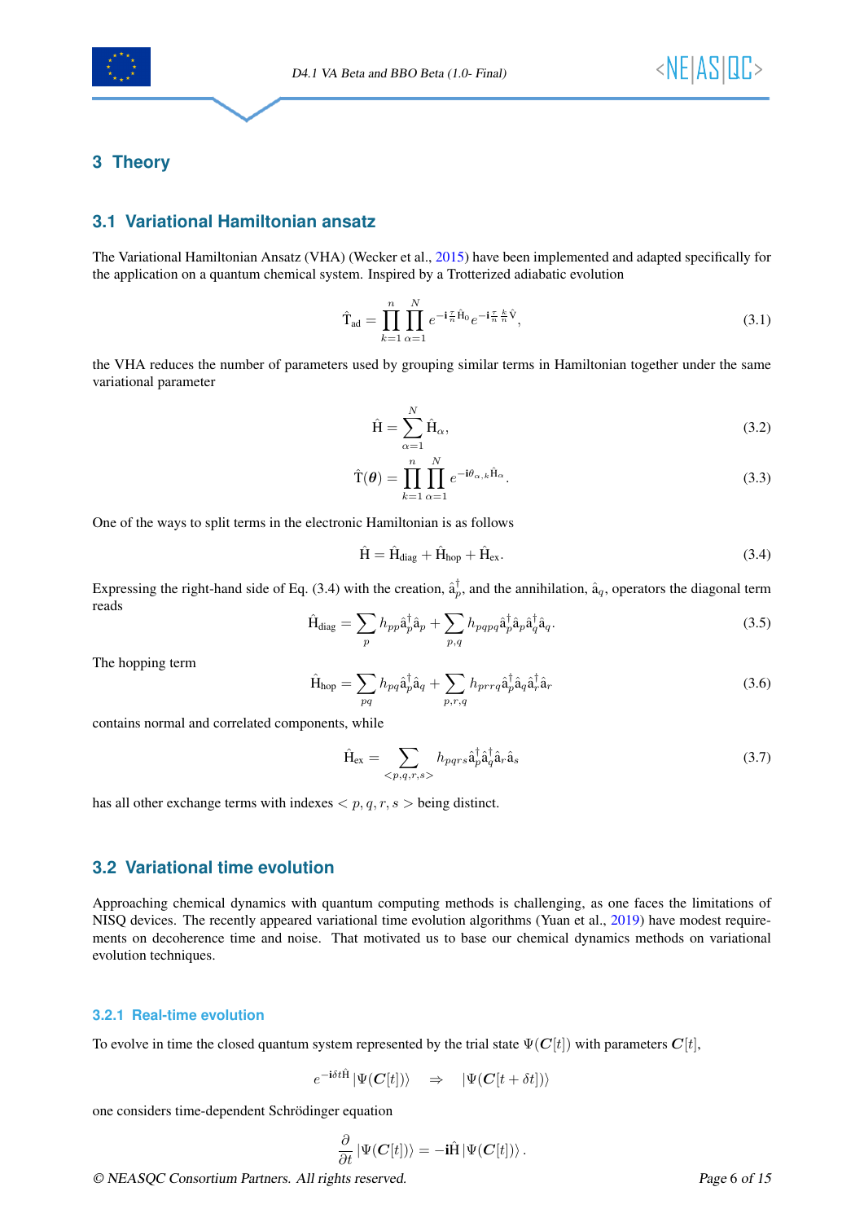## 3 Theory

### 3.1 Variational Hamiltonian ansatz

The Variational Hamiltonian Ansatz (VHA) (Wecker et al., 2015) have been implemented and adapted specifically for the application on a quantum chemical system. Inspired by a Trotterized adiabatic evolution

$$\hat{\mathrm{T}}_{\mathrm{ad}} = \prod_{k=1}^{n} \prod_{\alpha=1}^{N} e^{-\mathbf{i}\frac{\tau}{n}\hat{\mathrm{H}}_0} e^{-\mathbf{i}\frac{\tau}{n}\frac{k}{n}\hat{\mathrm{V}}}, \tag{3.1}$$

the VHA reduces the number of parameters used by grouping similar terms in Hamiltonian together under the same variational parameter

$$\hat{\mathrm{H}} = \sum_{\alpha=1}^{N} \hat{\mathrm{H}}_{\alpha}, \tag{3.2}$$

$$\hat{\mathrm{T}}(\boldsymbol{\theta}) = \prod_{k=1}^{n} \prod_{\alpha=1}^{N} e^{-\mathbf{i}\theta_{\alpha,k}\hat{\mathrm{H}}_{\alpha}}. \tag{3.3}$$

One of the ways to split terms in the electronic Hamiltonian is as follows

$$\hat{\mathrm{H}} = \hat{\mathrm{H}}_{\mathrm{diag}} + \hat{\mathrm{H}}_{\mathrm{hop}} + \hat{\mathrm{H}}_{\mathrm{ex}}. \tag{3.4}$$

Expressing the right-hand side of Eq. (3.4) with the creation, $\hat{\mathrm{a}}_p^{\dagger}$, and the annihilation, $\hat{\mathrm{a}}_q$, operators the diagonal term reads

$$\hat{\mathrm{H}}_{\mathrm{diag}} = \sum_{p} h_{pp}\hat{\mathrm{a}}_p^{\dagger}\hat{\mathrm{a}}_p + \sum_{p,q} h_{pqpq}\hat{\mathrm{a}}_p^{\dagger}\hat{\mathrm{a}}_p\hat{\mathrm{a}}_q^{\dagger}\hat{\mathrm{a}}_q. \tag{3.5}$$

The hopping term

$$\hat{\mathrm{H}}_{\mathrm{hop}} = \sum_{pq} h_{pq}\hat{\mathrm{a}}_p^{\dagger}\hat{\mathrm{a}}_q + \sum_{p,r,q} h_{prrq}\hat{\mathrm{a}}_p^{\dagger}\hat{\mathrm{a}}_q\hat{\mathrm{a}}_r^{\dagger}\hat{\mathrm{a}}_r \tag{3.6}$$

contains normal and correlated components, while

$$\hat{\mathrm{H}}_{\mathrm{ex}} = \sum_{<p,q,r,s>} h_{pqrs}\hat{\mathrm{a}}_p^{\dagger}\hat{\mathrm{a}}_q^{\dagger}\hat{\mathrm{a}}_r\hat{\mathrm{a}}_s \tag{3.7}$$

has all other exchange terms with indexes $< p, q, r, s >$ being distinct.

### 3.2 Variational time evolution

Approaching chemical dynamics with quantum computing methods is challenging, as one faces the limitations of NISQ devices. The recently appeared variational time evolution algorithms (Yuan et al., 2019) have modest requirements on decoherence time and noise. That motivated us to base our chemical dynamics methods on variational evolution techniques.

#### 3.2.1 Real-time evolution

To evolve in time the closed quantum system represented by the trial state $\Psi(\boldsymbol{C}[t])$ with parameters $\boldsymbol{C}[t]$,

$$e^{-\mathbf{i}\delta t\hat{\mathrm{H}}} |\Psi(\boldsymbol{C}[t])\rangle \quad \Rightarrow \quad |\Psi(\boldsymbol{C}[t+\delta t])\rangle$$

one considers time-dependent Schrödinger equation

$$\frac{\partial}{\partial t} |\Psi(\boldsymbol{C}[t])\rangle = -\mathbf{i}\hat{\mathrm{H}} |\Psi(\boldsymbol{C}[t])\rangle .$$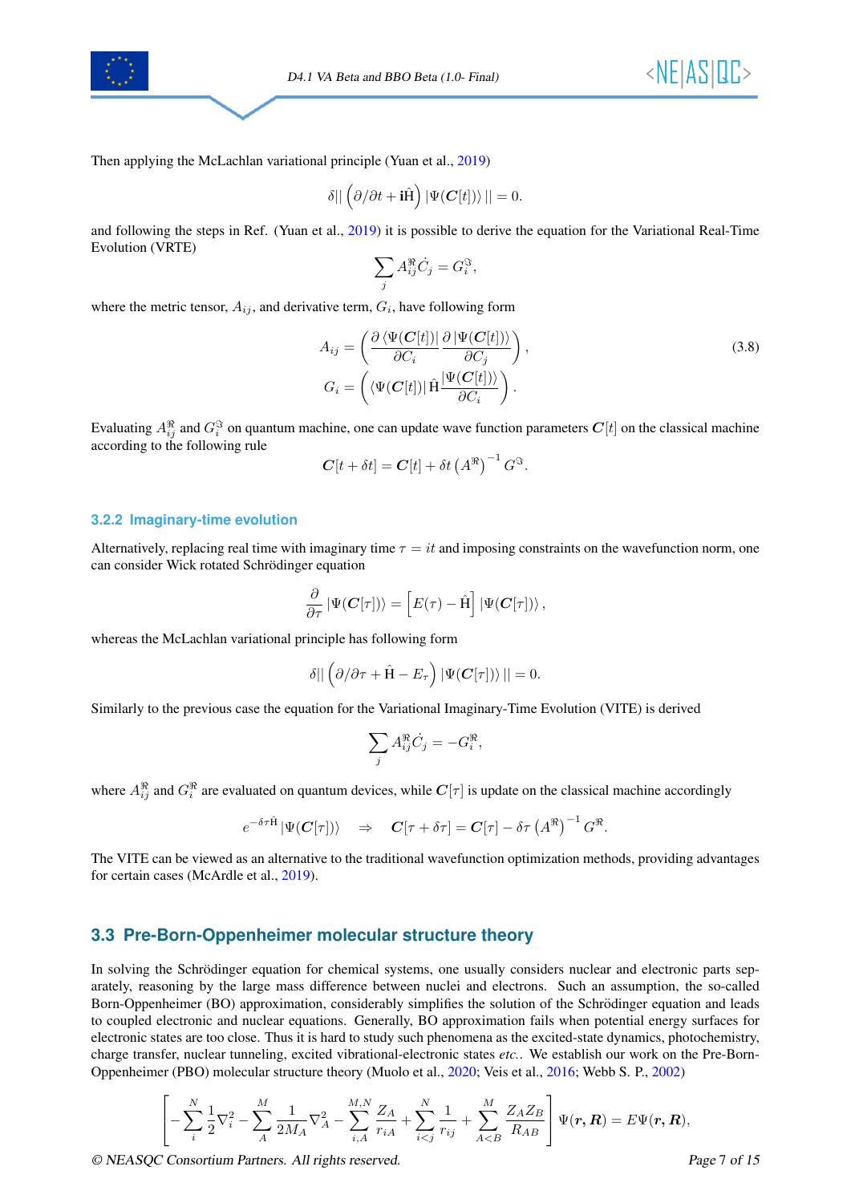Then applying the McLachlan variational principle (Yuan et al., 2019)

$$\delta|| \left(\partial/\partial t + \mathrm{i}\hat{\mathrm{H}}\right) |\Psi(\boldsymbol{C}[t])\rangle || = 0.$$

and following the steps in Ref. (Yuan et al., 2019) it is possible to derive the equation for the Variational Real-Time Evolution (VRTE)

$$\sum_j A^{\Re}_{ij} \dot{C}_j = G^{\Im}_i,$$

where the metric tensor, $A_{ij}$, and derivative term, $G_i$, have following form

$$\begin{aligned} A_{ij} &= \left( \frac{\partial \langle \Psi(\boldsymbol{C}[t])|}{\partial C_i} \frac{\partial |\Psi(\boldsymbol{C}[t])\rangle}{\partial C_j} \right), \\ G_i &= \left( \langle \Psi(\boldsymbol{C}[t])| \,\hat{\mathrm{H}} \frac{|\Psi(\boldsymbol{C}[t])\rangle}{\partial C_i} \right). \end{aligned} \tag{3.8}$$

Evaluating $A^{\Re}_{ij}$ and $G^{\Im}_i$ on quantum machine, one can update wave function parameters $\boldsymbol{C}[t]$ on the classical machine according to the following rule

$$\boldsymbol{C}[t+\delta t] = \boldsymbol{C}[t] + \delta t \left(A^{\Re}\right)^{-1} G^{\Im}.$$

### 3.2.2 Imaginary-time evolution

Alternatively, replacing real time with imaginary time $\tau = it$ and imposing constraints on the wavefunction norm, one can consider Wick rotated Schrödinger equation

$$\frac{\partial}{\partial \tau} |\Psi(\boldsymbol{C}[\tau])\rangle = \left[E(\tau) - \hat{\mathrm{H}}\right] |\Psi(\boldsymbol{C}[\tau])\rangle,$$

whereas the McLachlan variational principle has following form

$$\delta|| \left(\partial/\partial \tau + \hat{\mathrm{H}} - E_\tau\right) |\Psi(\boldsymbol{C}[\tau])\rangle || = 0.$$

Similarly to the previous case the equation for the Variational Imaginary-Time Evolution (VITE) is derived

$$\sum_j A^{\Re}_{ij} \dot{C}_j = -G^{\Re}_i,$$

where $A^{\Re}_{ij}$ and $G^{\Re}_i$ are evaluated on quantum devices, while $\boldsymbol{C}[\tau]$ is update on the classical machine accordingly

$$e^{-\delta\tau\hat{\mathrm{H}}} |\Psi(\boldsymbol{C}[\tau])\rangle \quad \Rightarrow \quad \boldsymbol{C}[\tau+\delta\tau] = \boldsymbol{C}[\tau] - \delta\tau \left(A^{\Re}\right)^{-1} G^{\Re}.$$

The VITE can be viewed as an alternative to the traditional wavefunction optimization methods, providing advantages for certain cases (McArdle et al., 2019).

## 3.3 Pre-Born-Oppenheimer molecular structure theory

In solving the Schrödinger equation for chemical systems, one usually considers nuclear and electronic parts separately, reasoning by the large mass difference between nuclei and electrons. Such an assumption, the so-called Born-Oppenheimer (BO) approximation, considerably simplifies the solution of the Schrödinger equation and leads to coupled electronic and nuclear equations. Generally, BO approximation fails when potential energy surfaces for electronic states are too close. Thus it is hard to study such phenomena as the excited-state dynamics, photochemistry, charge transfer, nuclear tunneling, excited vibrational-electronic states *etc.*. We establish our work on the Pre-Born-Oppenheimer (PBO) molecular structure theory (Muolo et al., 2020; Veis et al., 2016; Webb S. P., 2002)

$$\left[ -\sum_i^N \frac{1}{2}\nabla_i^2 - \sum_A^M \frac{1}{2M_A}\nabla_A^2 - \sum_{i,A}^{M,N} \frac{Z_A}{r_{iA}} + \sum_{i<j}^N \frac{1}{r_{ij}} + \sum_{A<B}^M \frac{Z_A Z_B}{R_{AB}} \right] \Psi(\boldsymbol{r}, \boldsymbol{R}) = E\Psi(\boldsymbol{r}, \boldsymbol{R}),$$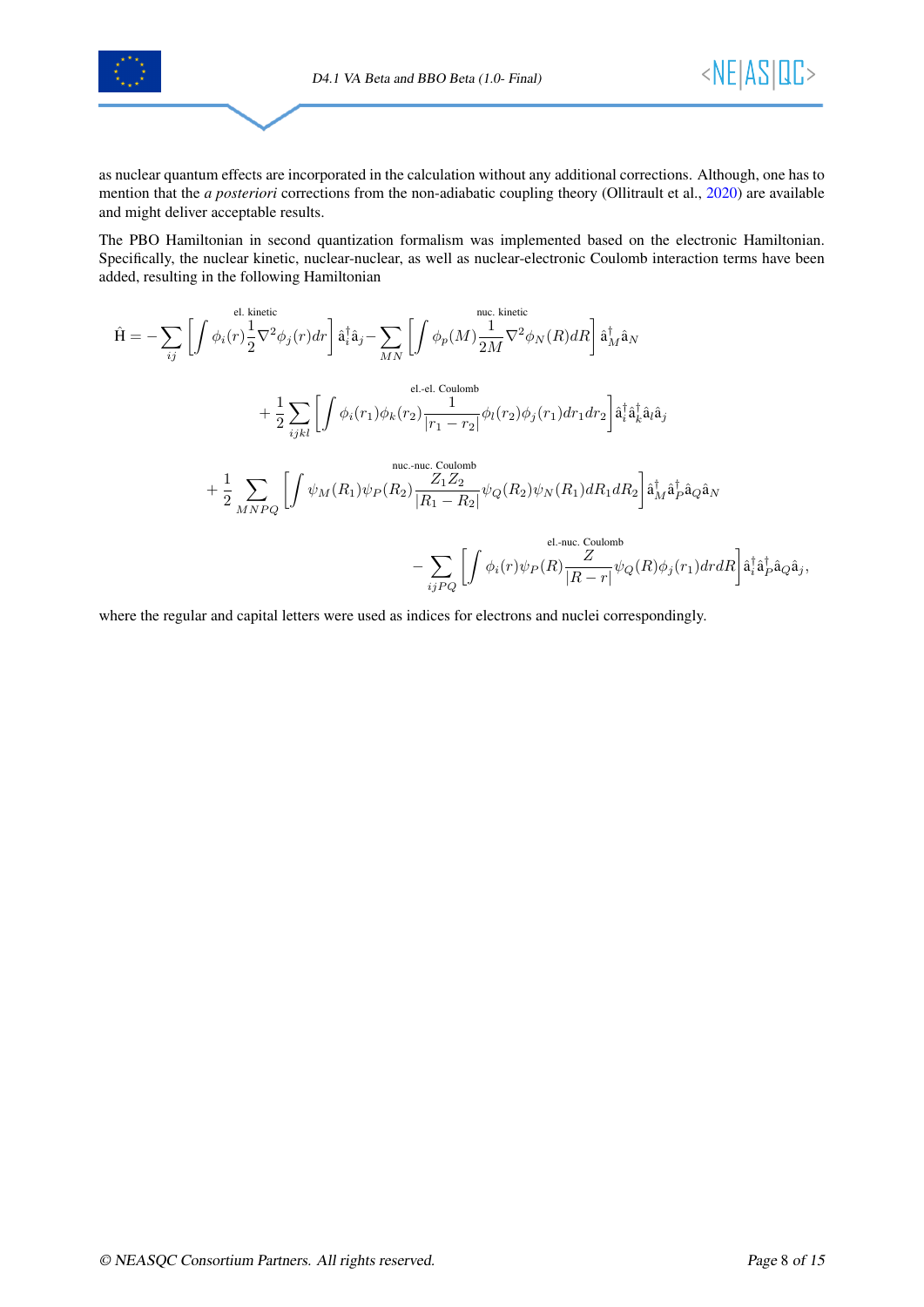as nuclear quantum effects are incorporated in the calculation without any additional corrections. Although, one has to mention that the *a posteriori* corrections from the non-adiabatic coupling theory (Ollitrault et al., 2020) are available and might deliver acceptable results.

The PBO Hamiltonian in second quantization formalism was implemented based on the electronic Hamiltonian. Specifically, the nuclear kinetic, nuclear-nuclear, as well as nuclear-electronic Coulomb interaction terms have been added, resulting in the following Hamiltonian

$$
\begin{aligned}
\hat{\mathrm{H}} = &- \sum_{ij} \Bigg[ \int \overbrace{\phi_i(r) \frac{1}{2} \nabla^2 \phi_j(r) dr}^{\text{el. kinetic}} \Bigg] \hat{\mathrm{a}}_i^\dagger \hat{\mathrm{a}}_j - \sum_{MN} \Bigg[ \int \overbrace{\phi_p(M) \frac{1}{2M} \nabla^2 \phi_N(R) dR}^{\text{nuc. kinetic}} \Bigg] \hat{\mathrm{a}}_M^\dagger \hat{\mathrm{a}}_N \\
&+ \frac{1}{2} \sum_{ijkl} \Bigg[ \int \overbrace{\phi_i(r_1) \phi_k(r_2) \frac{1}{|r_1 - r_2|} \phi_l(r_2) \phi_j(r_1) dr_1 dr_2}^{\text{el.-el. Coulomb}} \Bigg] \hat{\mathrm{a}}_i^\dagger \hat{\mathrm{a}}_k^\dagger \hat{\mathrm{a}}_l \hat{\mathrm{a}}_j \\
&+ \frac{1}{2} \sum_{MNPQ} \Bigg[ \int \overbrace{\psi_M(R_1) \psi_P(R_2) \frac{Z_1 Z_2}{|R_1 - R_2|} \psi_Q(R_2) \psi_N(R_1) dR_1 dR_2}^{\text{nuc.-nuc. Coulomb}} \Bigg] \hat{\mathrm{a}}_M^\dagger \hat{\mathrm{a}}_P^\dagger \hat{\mathrm{a}}_Q \hat{\mathrm{a}}_N \\
&- \sum_{ijPQ} \Bigg[ \int \overbrace{\phi_i(r) \psi_P(R) \frac{Z}{|R - r|} \psi_Q(R) \phi_j(r_1) dr dR}^{\text{el.-nuc. Coulomb}} \Bigg] \hat{\mathrm{a}}_i^\dagger \hat{\mathrm{a}}_P^\dagger \hat{\mathrm{a}}_Q \hat{\mathrm{a}}_j,
\end{aligned}
$$

where the regular and capital letters were used as indices for electrons and nuclei correspondingly.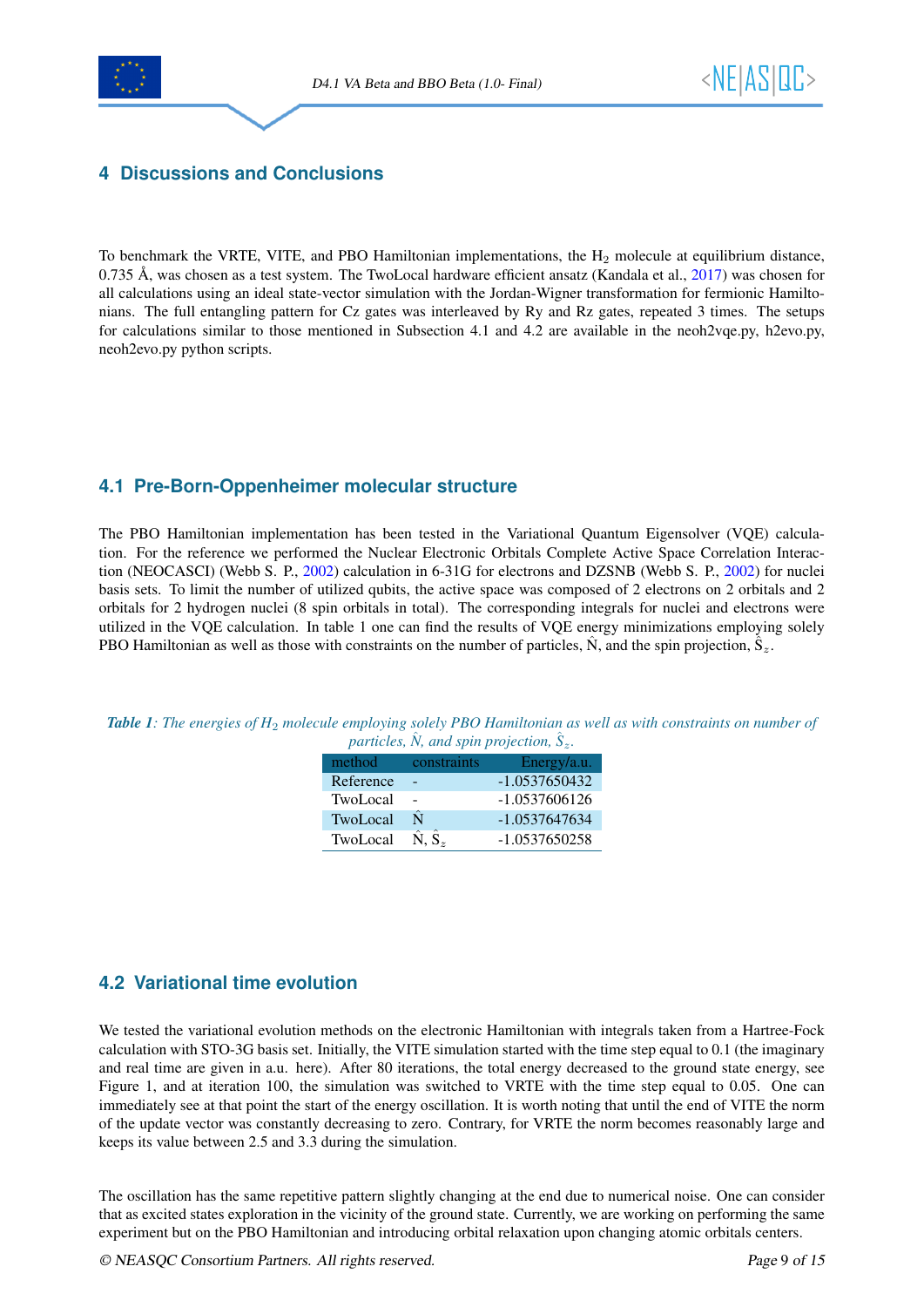# 4 Discussions and Conclusions

To benchmark the VRTE, VITE, and PBO Hamiltonian implementations, the $H_2$ molecule at equilibrium distance, 0.735 Å, was chosen as a test system. The TwoLocal hardware efficient ansatz (Kandala et al., 2017) was chosen for all calculations using an ideal state-vector simulation with the Jordan-Wigner transformation for fermionic Hamiltonians. The full entangling pattern for Cz gates was interleaved by Ry and Rz gates, repeated 3 times. The setups for calculations similar to those mentioned in Subsection 4.1 and 4.2 are available in the neoh2vqe.py, h2evo.py, neoh2evo.py python scripts.

## 4.1 Pre-Born-Oppenheimer molecular structure

The PBO Hamiltonian implementation has been tested in the Variational Quantum Eigensolver (VQE) calculation. For the reference we performed the Nuclear Electronic Orbitals Complete Active Space Correlation Interaction (NEOCASCI) (Webb S. P., 2002) calculation in 6-31G for electrons and DZSNB (Webb S. P., 2002) for nuclei basis sets. To limit the number of utilized qubits, the active space was composed of 2 electrons on 2 orbitals and 2 orbitals for 2 hydrogen nuclei (8 spin orbitals in total). The corresponding integrals for nuclei and electrons were utilized in the VQE calculation. In table 1 one can find the results of VQE energy minimizations employing solely PBO Hamiltonian as well as those with constraints on the number of particles, $\hat{N}$, and the spin projection, $\hat{S}_z$.

*Table 1: The energies of $H_2$ molecule employing solely PBO Hamiltonian as well as with constraints on number of particles, $\hat{N}$, and spin projection, $\hat{S}_z$.*

| method | constraints | Energy/a.u. |
|---|---|---|
| Reference | - | -1.0537650432 |
| TwoLocal | - | -1.0537606126 |
| TwoLocal | $\hat{N}$ | -1.0537647634 |
| TwoLocal | $\hat{N}$, $\hat{S}_z$ | -1.0537650258 |

## 4.2 Variational time evolution

We tested the variational evolution methods on the electronic Hamiltonian with integrals taken from a Hartree-Fock calculation with STO-3G basis set. Initially, the VITE simulation started with the time step equal to 0.1 (the imaginary and real time are given in a.u. here). After 80 iterations, the total energy decreased to the ground state energy, see Figure 1, and at iteration 100, the simulation was switched to VRTE with the time step equal to 0.05. One can immediately see at that point the start of the energy oscillation. It is worth noting that until the end of VITE the norm of the update vector was constantly decreasing to zero. Contrary, for VRTE the norm becomes reasonably large and keeps its value between 2.5 and 3.3 during the simulation.

The oscillation has the same repetitive pattern slightly changing at the end due to numerical noise. One can consider that as excited states exploration in the vicinity of the ground state. Currently, we are working on performing the same experiment but on the PBO Hamiltonian and introducing orbital relaxation upon changing atomic orbitals centers.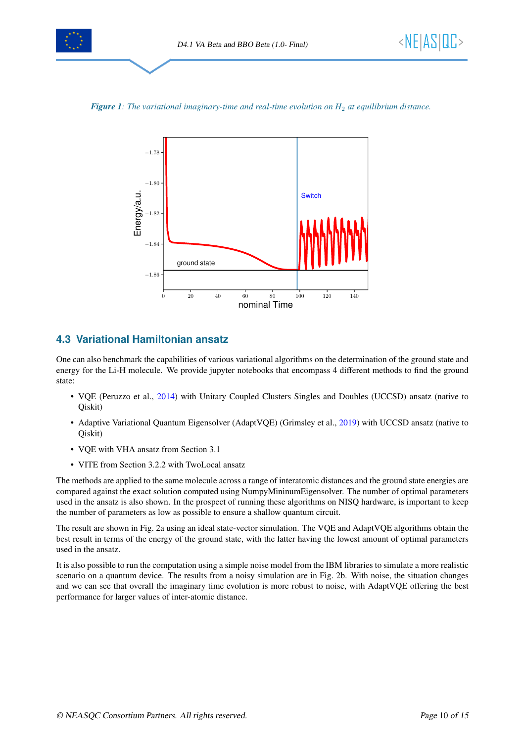*Figure 1: The variational imaginary-time and real-time evolution on $H_2$ at equilibrium distance.*

## 4.3 Variational Hamiltonian ansatz

One can also benchmark the capabilities of various variational algorithms on the determination of the ground state and energy for the Li-H molecule. We provide jupyter notebooks that encompass 4 different methods to find the ground state:

- VQE (Peruzzo et al., 2014) with Unitary Coupled Clusters Singles and Doubles (UCCSD) ansatz (native to Qiskit)
- Adaptive Variational Quantum Eigensolver (AdaptVQE) (Grimsley et al., 2019) with UCCSD ansatz (native to Qiskit)
- VQE with VHA ansatz from Section 3.1
- VITE from Section 3.2.2 with TwoLocal ansatz

The methods are applied to the same molecule across a range of interatomic distances and the ground state energies are compared against the exact solution computed using NumpyMininumEigensolver. The number of optimal parameters used in the ansatz is also shown. In the prospect of running these algorithms on NISQ hardware, is important to keep the number of parameters as low as possible to ensure a shallow quantum circuit.

The result are shown in Fig. 2a using an ideal state-vector simulation. The VQE and AdaptVQE algorithms obtain the best result in terms of the energy of the ground state, with the latter having the lowest amount of optimal parameters used in the ansatz.

It is also possible to run the computation using a simple noise model from the IBM libraries to simulate a more realistic scenario on a quantum device. The results from a noisy simulation are in Fig. 2b. With noise, the situation changes and we can see that overall the imaginary time evolution is more robust to noise, with AdaptVQE offering the best performance for larger values of inter-atomic distance.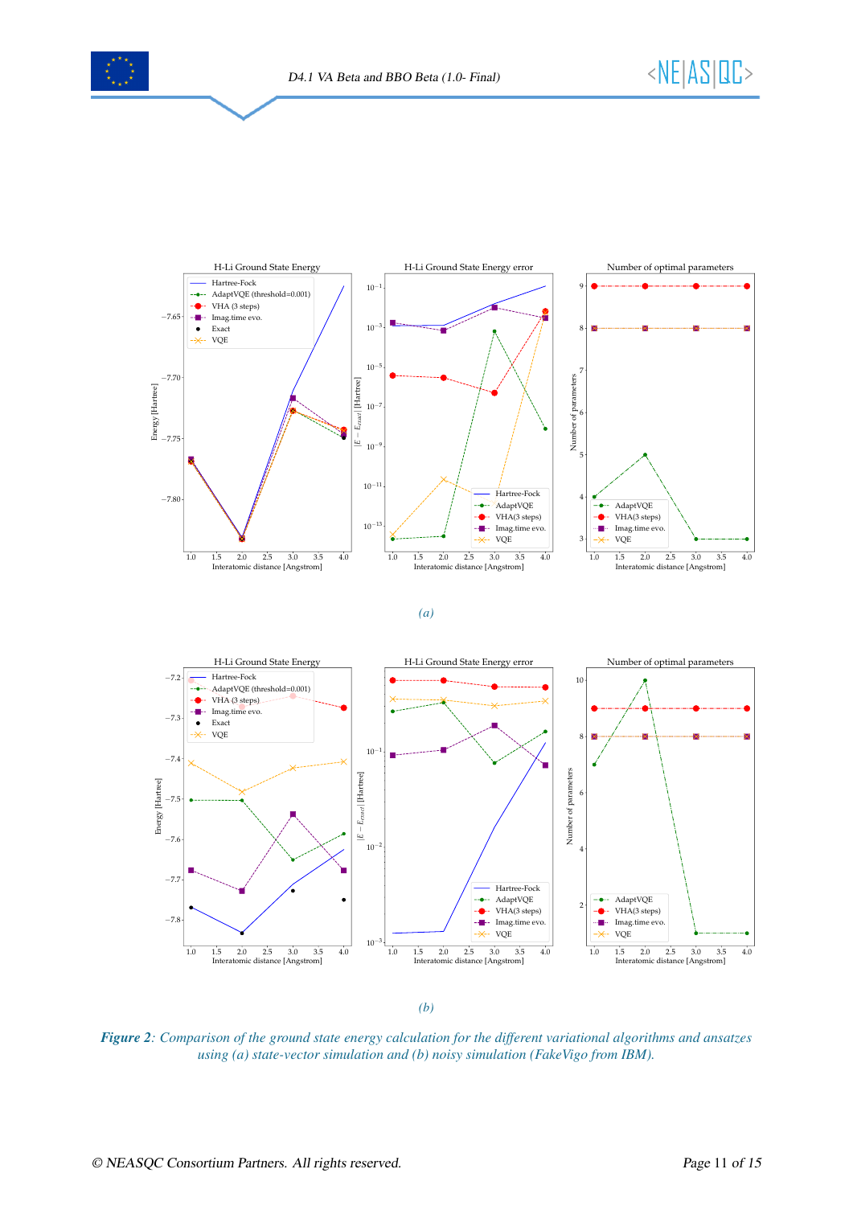(a)

(b)

*Figure 2: Comparison of the ground state energy calculation for the different variational algorithms and ansatzes using (a) state-vector simulation and (b) noisy simulation (FakeVigo from IBM).*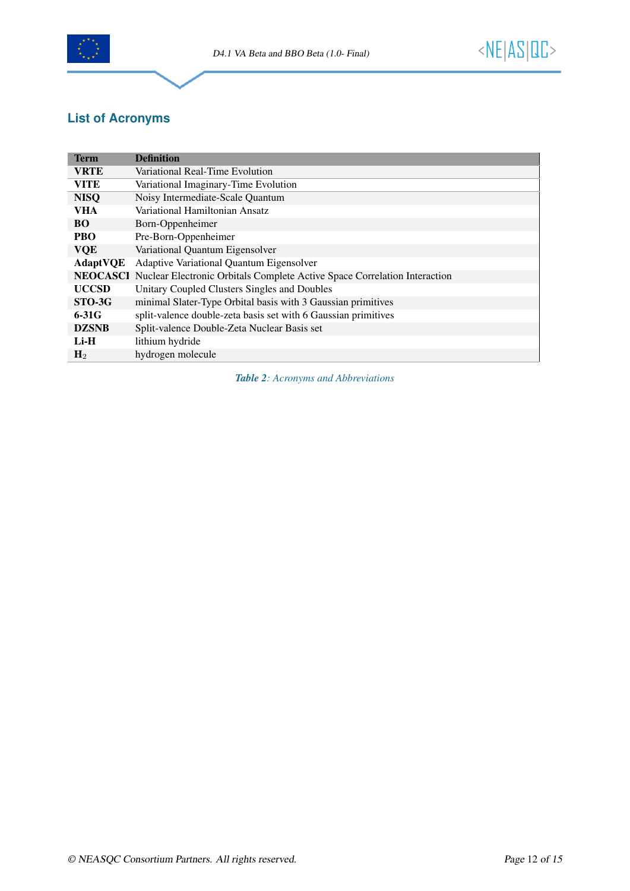## List of Acronyms

| Term | Definition |
|---|---|
| **VRTE** | Variational Real-Time Evolution |
| **VITE** | Variational Imaginary-Time Evolution |
| **NISQ** | Noisy Intermediate-Scale Quantum |
| **VHA** | Variational Hamiltonian Ansatz |
| **BO** | Born-Oppenheimer |
| **PBO** | Pre-Born-Oppenheimer |
| **VQE** | Variational Quantum Eigensolver |
| **AdaptVQE** | Adaptive Variational Quantum Eigensolver |
| **NEOCASCI** | Nuclear Electronic Orbitals Complete Active Space Correlation Interaction |
| **UCCSD** | Unitary Coupled Clusters Singles and Doubles |
| **STO-3G** | minimal Slater-Type Orbital basis with 3 Gaussian primitives |
| **6-31G** | split-valence double-zeta basis set with 6 Gaussian primitives |
| **DZSNB** | Split-valence Double-Zeta Nuclear Basis set |
| **Li-H** | lithium hydride |
| **$H_2$** | hydrogen molecule |

*Table 2: Acronyms and Abbreviations*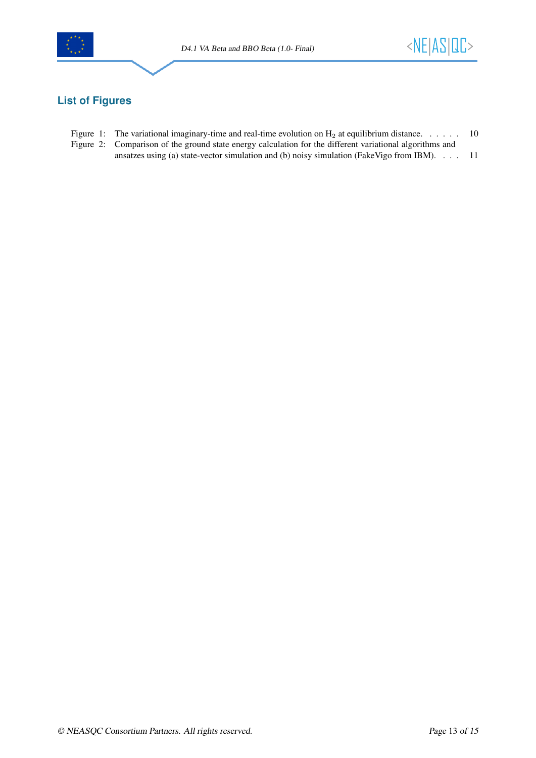## List of Figures

- Figure 1: The variational imaginary-time and real-time evolution on $H_2$ at equilibrium distance. . . . . . 10
- Figure 2: Comparison of the ground state energy calculation for the different variational algorithms and ansatzes using (a) state-vector simulation and (b) noisy simulation (FakeVigo from IBM). . . . 11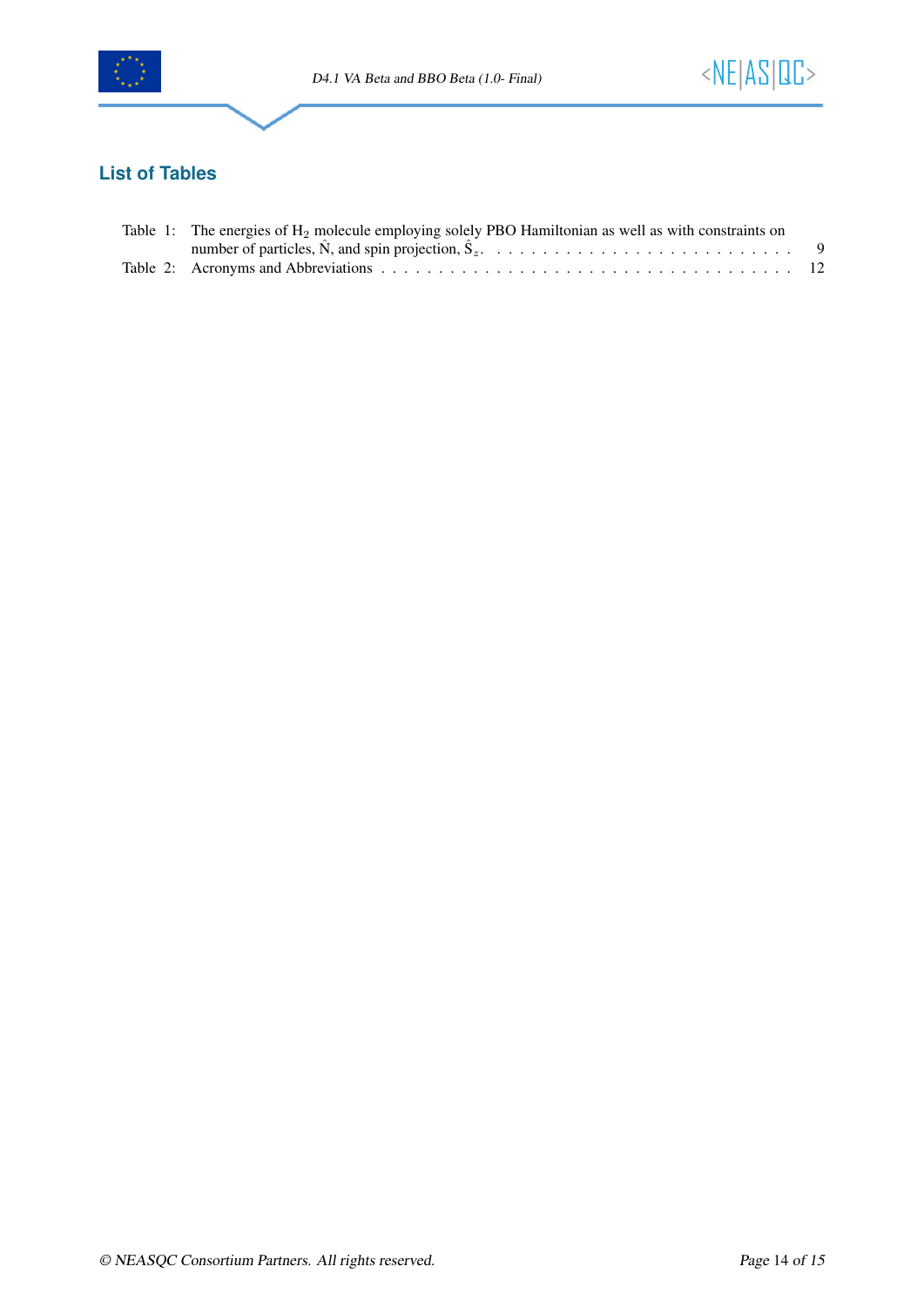## List of Tables

Table 1: The energies of $H_2$ molecule employing solely PBO Hamiltonian as well as with constraints on number of particles, $\hat{N}$, and spin projection, $\hat{S}_z$. . . . . . . . . . . . . . . . . . . . . . . . . . . 9

Table 2: Acronyms and Abbreviations . . . . . . . . . . . . . . . . . . . . . . . . . . . . . . . . . . . . 12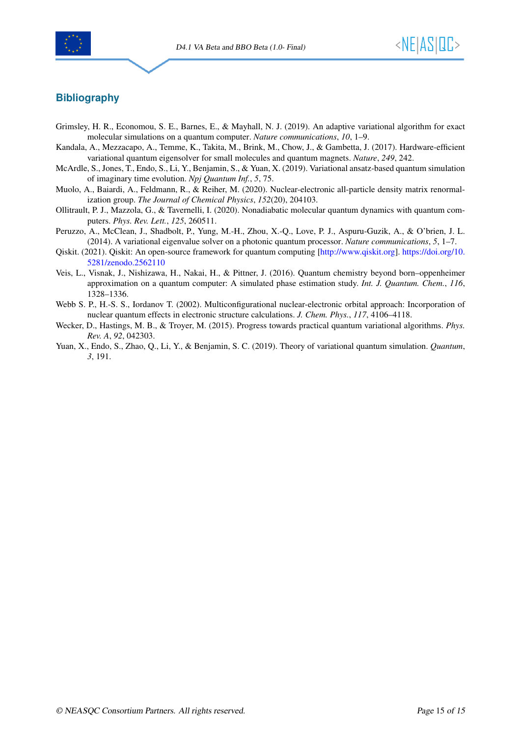## Bibliography

Grimsley, H. R., Economou, S. E., Barnes, E., & Mayhall, N. J. (2019). An adaptive variational algorithm for exact molecular simulations on a quantum computer. *Nature communications*, *10*, 1–9.

Kandala, A., Mezzacapo, A., Temme, K., Takita, M., Brink, M., Chow, J., & Gambetta, J. (2017). Hardware-efficient variational quantum eigensolver for small molecules and quantum magnets. *Nature*, *249*, 242.

McArdle, S., Jones, T., Endo, S., Li, Y., Benjamin, S., & Yuan, X. (2019). Variational ansatz-based quantum simulation of imaginary time evolution. *Npj Quantum Inf.*, *5*, 75.

Muolo, A., Baiardi, A., Feldmann, R., & Reiher, M. (2020). Nuclear-electronic all-particle density matrix renormalization group. *The Journal of Chemical Physics*, *152*(20), 204103.

Ollitrault, P. J., Mazzola, G., & Tavernelli, I. (2020). Nonadiabatic molecular quantum dynamics with quantum computers. *Phys. Rev. Lett.*, *125*, 260511.

Peruzzo, A., McClean, J., Shadbolt, P., Yung, M.-H., Zhou, X.-Q., Love, P. J., Aspuru-Guzik, A., & O'brien, J. L. (2014). A variational eigenvalue solver on a photonic quantum processor. *Nature communications*, *5*, 1–7.

Qiskit. (2021). Qiskit: An open-source framework for quantum computing [http://www.qiskit.org]. https://doi.org/10.5281/zenodo.2562110

Veis, L., Visnak, J., Nishizawa, H., Nakai, H., & Pittner, J. (2016). Quantum chemistry beyond born–oppenheimer approximation on a quantum computer: A simulated phase estimation study. *Int. J. Quantum. Chem.*, *116*, 1328–1336.

Webb S. P., H.-S. S., Iordanov T. (2002). Multiconfigurational nuclear-electronic orbital approach: Incorporation of nuclear quantum effects in electronic structure calculations. *J. Chem. Phys.*, *117*, 4106–4118.

Wecker, D., Hastings, M. B., & Troyer, M. (2015). Progress towards practical quantum variational algorithms. *Phys. Rev. A*, *92*, 042303.

Yuan, X., Endo, S., Zhao, Q., Li, Y., & Benjamin, S. C. (2019). Theory of variational quantum simulation. *Quantum*, *3*, 191.